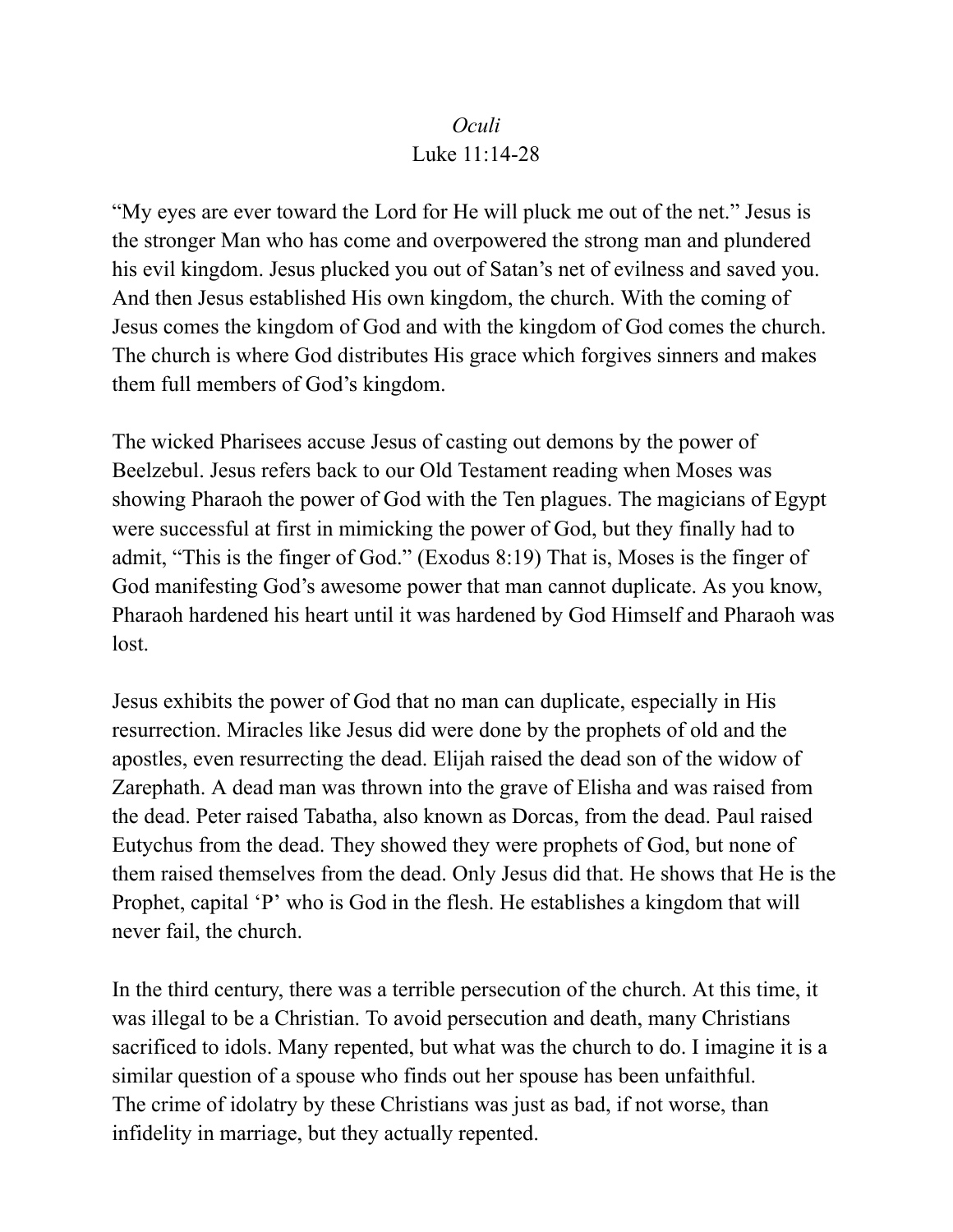*Oculi*

Luke 11:14-28

"My eyes are ever toward the Lord for He will pluck me out of the net." Jesus is the stronger Man who has come and overpowered the strong man and plundered his evil kingdom. Jesus plucked you out of Satan's net of evilness and saved you. And then Jesus established His own kingdom, the church. With the coming of Jesus comes the kingdom of God and with the kingdom of God comes the church. The church is where God distributes His grace which forgives sinners and makes them full members of God's kingdom.

The wicked Pharisees accuse Jesus of casting out demons by the power of Beelzebul. Jesus refers back to our Old Testament reading when Moses was showing Pharaoh the power of God with the Ten plagues. The magicians of Egypt were successful at first in mimicking the power of God, but they finally had to admit, "This is the finger of God." (Exodus 8:19) That is, Moses is the finger of God manifesting God's awesome power that man cannot duplicate. As you know, Pharaoh hardened his heart until it was hardened by God Himself and Pharaoh was lost.

Jesus exhibits the power of God that no man can duplicate, especially in His resurrection. Miracles like Jesus did were done by the prophets of old and the apostles, even resurrecting the dead. Elijah raised the dead son of the widow of Zarephath. A dead man was thrown into the grave of Elisha and was raised from the dead. Peter raised Tabatha, also known as Dorcas, from the dead. Paul raised Eutychus from the dead. They showed they were prophets of God, but none of them raised themselves from the dead. Only Jesus did that. He shows that He is the Prophet, capital 'P' who is God in the flesh. He establishes a kingdom that will never fail, the church.

In the third century, there was a terrible persecution of the church. At this time, it was illegal to be a Christian. To avoid persecution and death, many Christians sacrificed to idols. Many repented, but what was the church to do. I imagine it is a similar question of a spouse who finds out her spouse has been unfaithful. The crime of idolatry by these Christians was just as bad, if not worse, than infidelity in marriage, but they actually repented.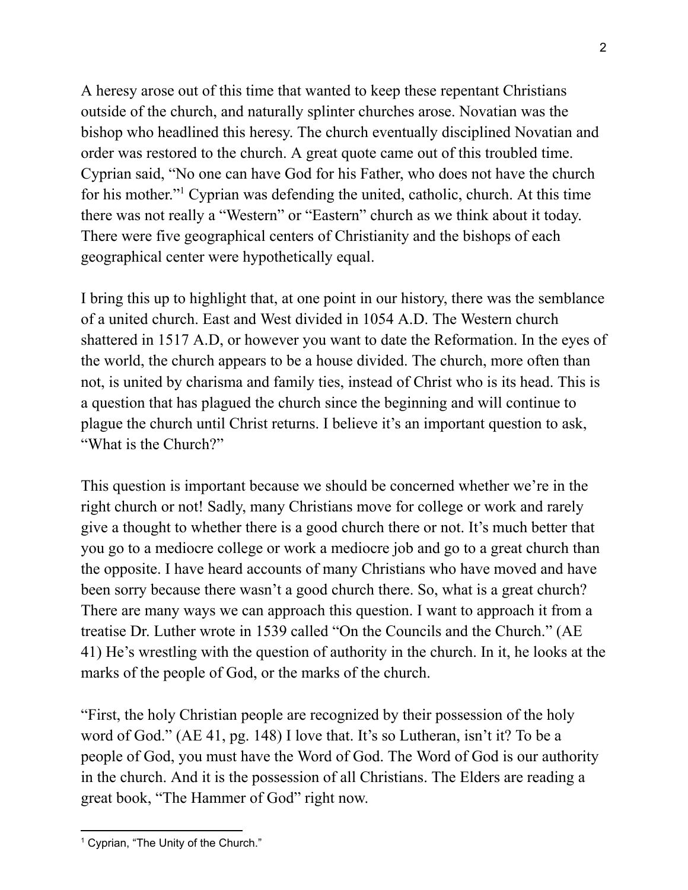A heresy arose out of this time that wanted to keep these repentant Christians outside of the church, and naturally splinter churches arose. Novatian was the bishop who headlined this heresy. The church eventually disciplined Novatian and order was restored to the church. A great quote came out of this troubled time. Cyprian said, "No one can have God for his Father, who does not have the church for his mother."[1] Cyprian was defending the united, catholic, church. At this time there was not really a "Western" or "Eastern" church as we think about it today. There were five geographical centers of Christianity and the bishops of each geographical center were hypothetically equal.

I bring this up to highlight that, at one point in our history, there was the semblance of a united church. East and West divided in 1054 A.D. The Western church shattered in 1517 A.D, or however you want to date the Reformation. In the eyes of the world, the church appears to be a house divided. The church, more often than not, is united by charisma and family ties, instead of Christ who is its head. This is a question that has plagued the church since the beginning and will continue to plague the church until Christ returns. I believe it's an important question to ask, "What is the Church?"

This question is important because we should be concerned whether we're in the right church or not! Sadly, many Christians move for college or work and rarely give a thought to whether there is a good church there or not. It's much better that you go to a mediocre college or work a mediocre job and go to a great church than the opposite. I have heard accounts of many Christians who have moved and have been sorry because there wasn't a good church there. So, what is a great church? There are many ways we can approach this question. I want to approach it from a treatise Dr. Luther wrote in 1539 called "On the Councils and the Church." (AE 41) He's wrestling with the question of authority in the church. In it, he looks at the marks of the people of God, or the marks of the church.

"First, the holy Christian people are recognized by their possession of the holy word of God." (AE 41, pg. 148) I love that. It's so Lutheran, isn't it? To be a people of God, you must have the Word of God. The Word of God is our authority in the church. And it is the possession of all Christians. The Elders are reading a great book, "The Hammer of God" right now.

---

[1] Cyprian, "The Unity of the Church."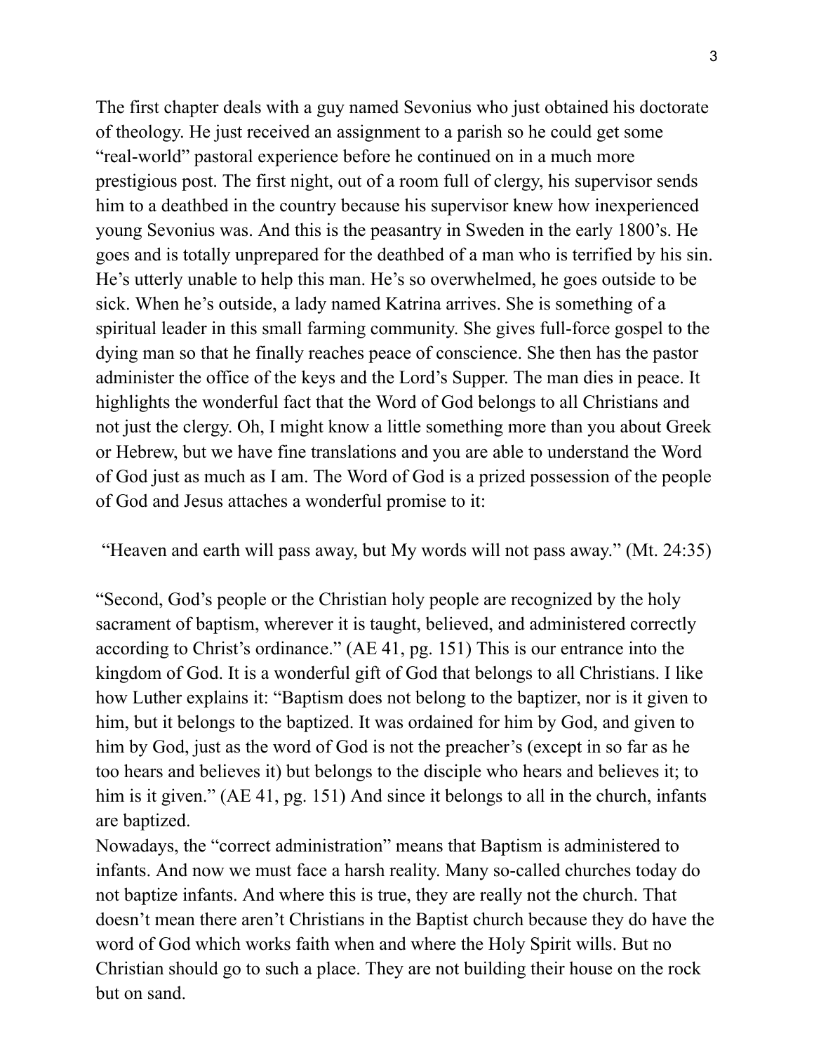The first chapter deals with a guy named Sevonius who just obtained his doctorate of theology. He just received an assignment to a parish so he could get some "real-world" pastoral experience before he continued on in a much more prestigious post. The first night, out of a room full of clergy, his supervisor sends him to a deathbed in the country because his supervisor knew how inexperienced young Sevonius was. And this is the peasantry in Sweden in the early 1800's. He goes and is totally unprepared for the deathbed of a man who is terrified by his sin. He's utterly unable to help this man. He's so overwhelmed, he goes outside to be sick. When he's outside, a lady named Katrina arrives. She is something of a spiritual leader in this small farming community. She gives full-force gospel to the dying man so that he finally reaches peace of conscience. She then has the pastor administer the office of the keys and the Lord's Supper. The man dies in peace. It highlights the wonderful fact that the Word of God belongs to all Christians and not just the clergy. Oh, I might know a little something more than you about Greek or Hebrew, but we have fine translations and you are able to understand the Word of God just as much as I am. The Word of God is a prized possession of the people of God and Jesus attaches a wonderful promise to it:

"Heaven and earth will pass away, but My words will not pass away." (Mt. 24:35)

"Second, God's people or the Christian holy people are recognized by the holy sacrament of baptism, wherever it is taught, believed, and administered correctly according to Christ's ordinance." (AE 41, pg. 151) This is our entrance into the kingdom of God. It is a wonderful gift of God that belongs to all Christians. I like how Luther explains it: "Baptism does not belong to the baptizer, nor is it given to him, but it belongs to the baptized. It was ordained for him by God, and given to him by God, just as the word of God is not the preacher's (except in so far as he too hears and believes it) but belongs to the disciple who hears and believes it; to him is it given." (AE 41, pg. 151) And since it belongs to all in the church, infants are baptized.

Nowadays, the "correct administration" means that Baptism is administered to infants. And now we must face a harsh reality. Many so-called churches today do not baptize infants. And where this is true, they are really not the church. That doesn't mean there aren't Christians in the Baptist church because they do have the word of God which works faith when and where the Holy Spirit wills. But no Christian should go to such a place. They are not building their house on the rock but on sand.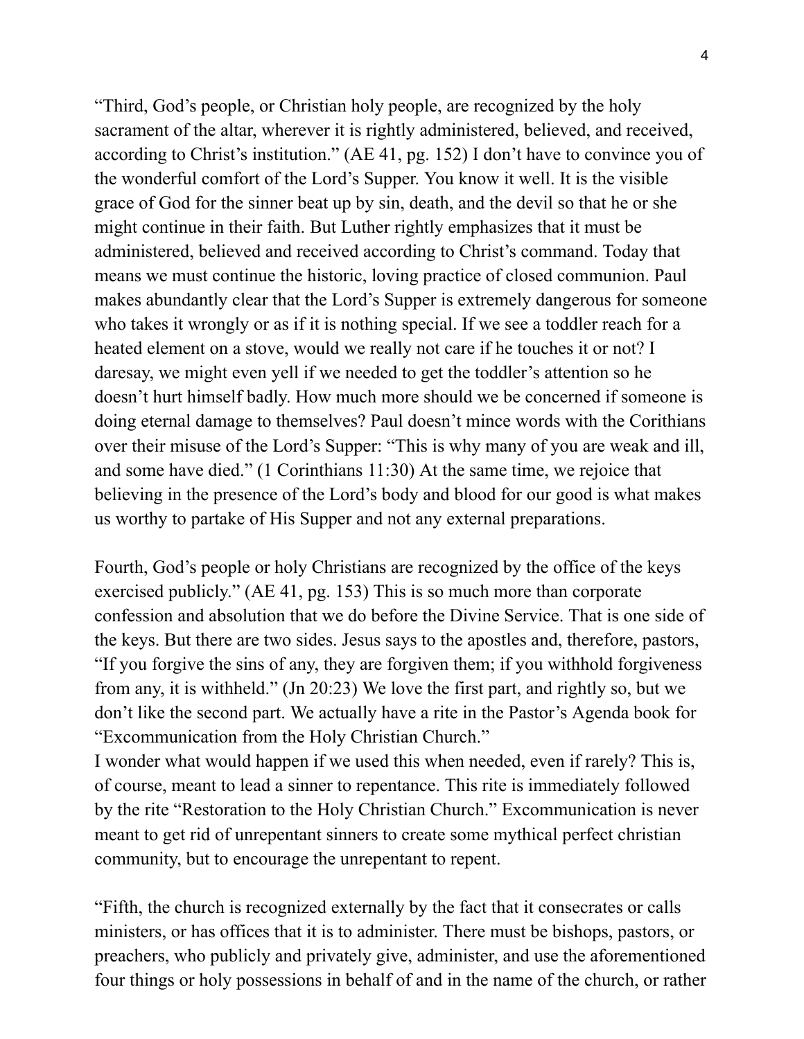"Third, God's people, or Christian holy people, are recognized by the holy sacrament of the altar, wherever it is rightly administered, believed, and received, according to Christ's institution." (AE 41, pg. 152) I don't have to convince you of the wonderful comfort of the Lord's Supper. You know it well. It is the visible grace of God for the sinner beat up by sin, death, and the devil so that he or she might continue in their faith. But Luther rightly emphasizes that it must be administered, believed and received according to Christ's command. Today that means we must continue the historic, loving practice of closed communion. Paul makes abundantly clear that the Lord's Supper is extremely dangerous for someone who takes it wrongly or as if it is nothing special. If we see a toddler reach for a heated element on a stove, would we really not care if he touches it or not? I daresay, we might even yell if we needed to get the toddler's attention so he doesn't hurt himself badly. How much more should we be concerned if someone is doing eternal damage to themselves? Paul doesn't mince words with the Corithians over their misuse of the Lord's Supper: "This is why many of you are weak and ill, and some have died." (1 Corinthians 11:30) At the same time, we rejoice that believing in the presence of the Lord's body and blood for our good is what makes us worthy to partake of His Supper and not any external preparations.

Fourth, God's people or holy Christians are recognized by the office of the keys exercised publicly." (AE 41, pg. 153) This is so much more than corporate confession and absolution that we do before the Divine Service. That is one side of the keys. But there are two sides. Jesus says to the apostles and, therefore, pastors, "If you forgive the sins of any, they are forgiven them; if you withhold forgiveness from any, it is withheld." (Jn 20:23) We love the first part, and rightly so, but we don't like the second part. We actually have a rite in the Pastor's Agenda book for "Excommunication from the Holy Christian Church."
I wonder what would happen if we used this when needed, even if rarely? This is, of course, meant to lead a sinner to repentance. This rite is immediately followed by the rite "Restoration to the Holy Christian Church." Excommunication is never meant to get rid of unrepentant sinners to create some mythical perfect christian community, but to encourage the unrepentant to repent.

"Fifth, the church is recognized externally by the fact that it consecrates or calls ministers, or has offices that it is to administer. There must be bishops, pastors, or preachers, who publicly and privately give, administer, and use the aforementioned four things or holy possessions in behalf of and in the name of the church, or rather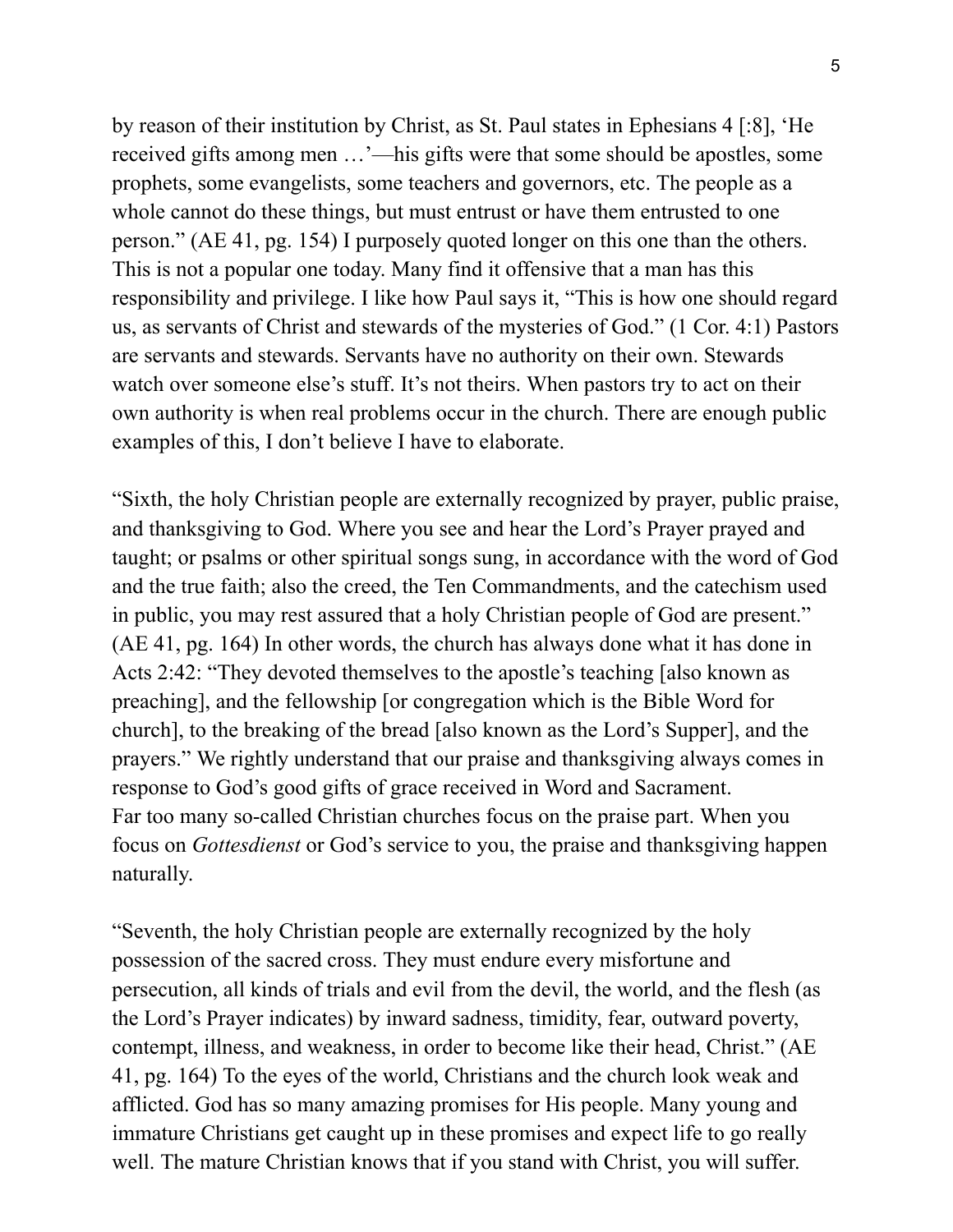by reason of their institution by Christ, as St. Paul states in Ephesians 4 [:8], 'He received gifts among men …'—his gifts were that some should be apostles, some prophets, some evangelists, some teachers and governors, etc. The people as a whole cannot do these things, but must entrust or have them entrusted to one person." (AE 41, pg. 154) I purposely quoted longer on this one than the others. This is not a popular one today. Many find it offensive that a man has this responsibility and privilege. I like how Paul says it, "This is how one should regard us, as servants of Christ and stewards of the mysteries of God." (1 Cor. 4:1) Pastors are servants and stewards. Servants have no authority on their own. Stewards watch over someone else's stuff. It's not theirs. When pastors try to act on their own authority is when real problems occur in the church. There are enough public examples of this, I don't believe I have to elaborate.

"Sixth, the holy Christian people are externally recognized by prayer, public praise, and thanksgiving to God. Where you see and hear the Lord's Prayer prayed and taught; or psalms or other spiritual songs sung, in accordance with the word of God and the true faith; also the creed, the Ten Commandments, and the catechism used in public, you may rest assured that a holy Christian people of God are present." (AE 41, pg. 164) In other words, the church has always done what it has done in Acts 2:42: "They devoted themselves to the apostle's teaching [also known as preaching], and the fellowship [or congregation which is the Bible Word for church], to the breaking of the bread [also known as the Lord's Supper], and the prayers." We rightly understand that our praise and thanksgiving always comes in response to God's good gifts of grace received in Word and Sacrament.
Far too many so-called Christian churches focus on the praise part. When you focus on *Gottesdienst* or God's service to you, the praise and thanksgiving happen naturally.

"Seventh, the holy Christian people are externally recognized by the holy possession of the sacred cross. They must endure every misfortune and persecution, all kinds of trials and evil from the devil, the world, and the flesh (as the Lord's Prayer indicates) by inward sadness, timidity, fear, outward poverty, contempt, illness, and weakness, in order to become like their head, Christ." (AE 41, pg. 164) To the eyes of the world, Christians and the church look weak and afflicted. God has so many amazing promises for His people. Many young and immature Christians get caught up in these promises and expect life to go really well. The mature Christian knows that if you stand with Christ, you will suffer.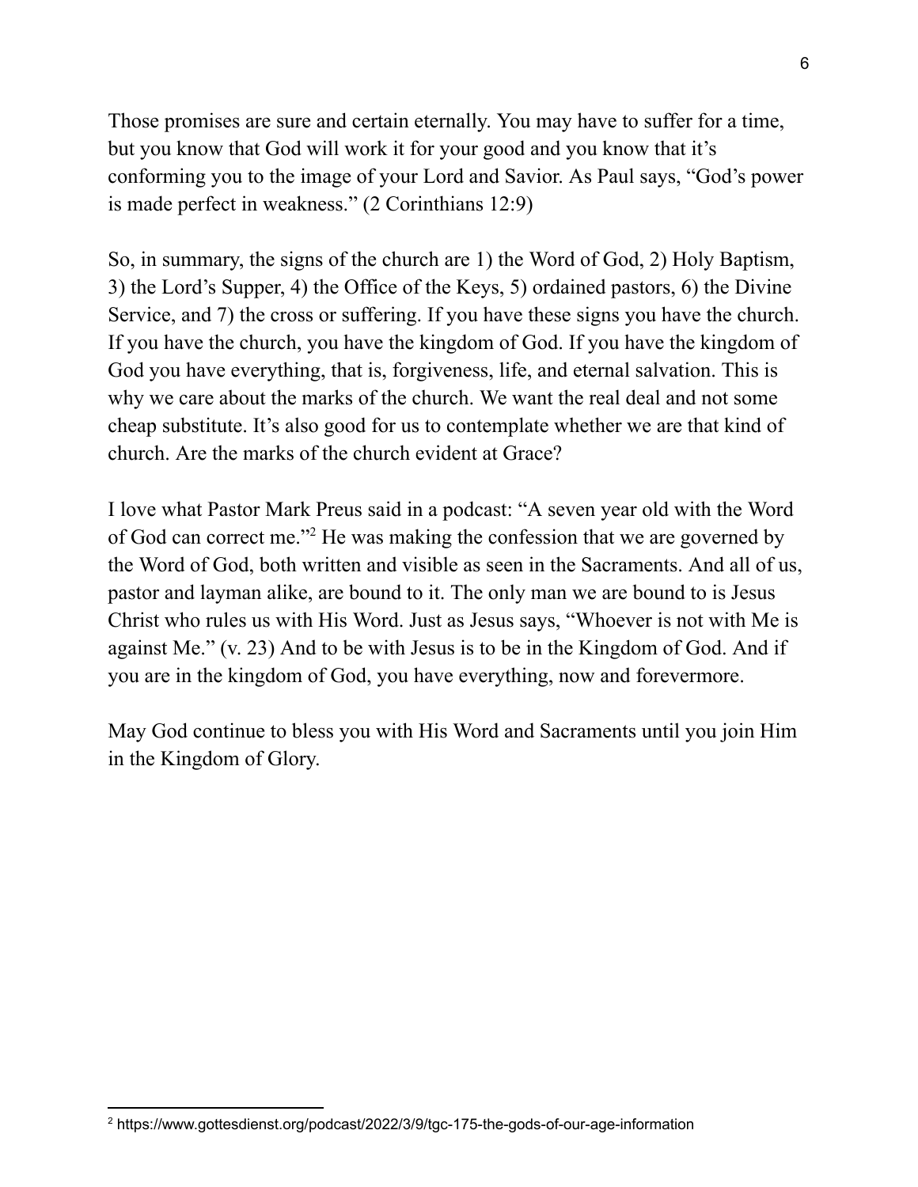Those promises are sure and certain eternally. You may have to suffer for a time, but you know that God will work it for your good and you know that it's conforming you to the image of your Lord and Savior. As Paul says, "God's power is made perfect in weakness." (2 Corinthians 12:9)

So, in summary, the signs of the church are 1) the Word of God, 2) Holy Baptism, 3) the Lord's Supper, 4) the Office of the Keys, 5) ordained pastors, 6) the Divine Service, and 7) the cross or suffering. If you have these signs you have the church. If you have the church, you have the kingdom of God. If you have the kingdom of God you have everything, that is, forgiveness, life, and eternal salvation. This is why we care about the marks of the church. We want the real deal and not some cheap substitute. It's also good for us to contemplate whether we are that kind of church. Are the marks of the church evident at Grace?

I love what Pastor Mark Preus said in a podcast: "A seven year old with the Word of God can correct me."[2] He was making the confession that we are governed by the Word of God, both written and visible as seen in the Sacraments. And all of us, pastor and layman alike, are bound to it. The only man we are bound to is Jesus Christ who rules us with His Word. Just as Jesus says, "Whoever is not with Me is against Me." (v. 23) And to be with Jesus is to be in the Kingdom of God. And if you are in the kingdom of God, you have everything, now and forevermore.

May God continue to bless you with His Word and Sacraments until you join Him in the Kingdom of Glory.

---

[2] https://www.gottesdienst.org/podcast/2022/3/9/tgc-175-the-gods-of-our-age-information